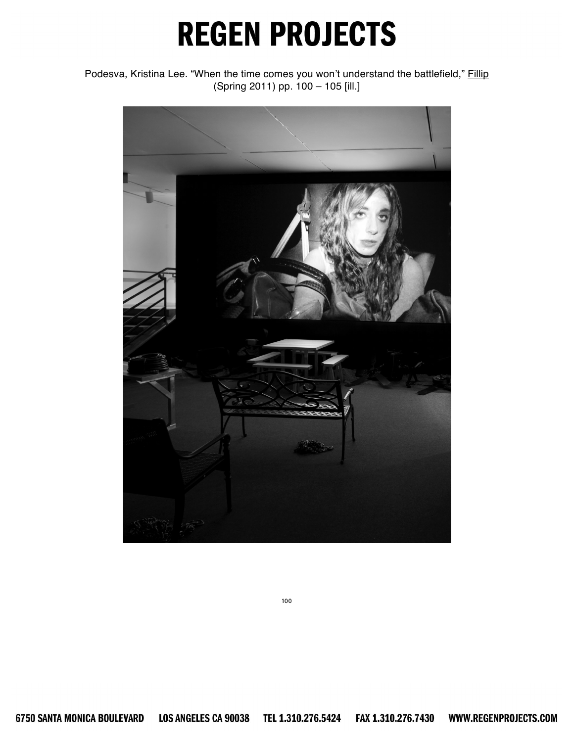# REGEN PROJECTS

Podesva, Kristina Lee. "When the time comes you won't understand the battlefield," Fillip (Spring 2011) pp. 100 – 105 [ill.]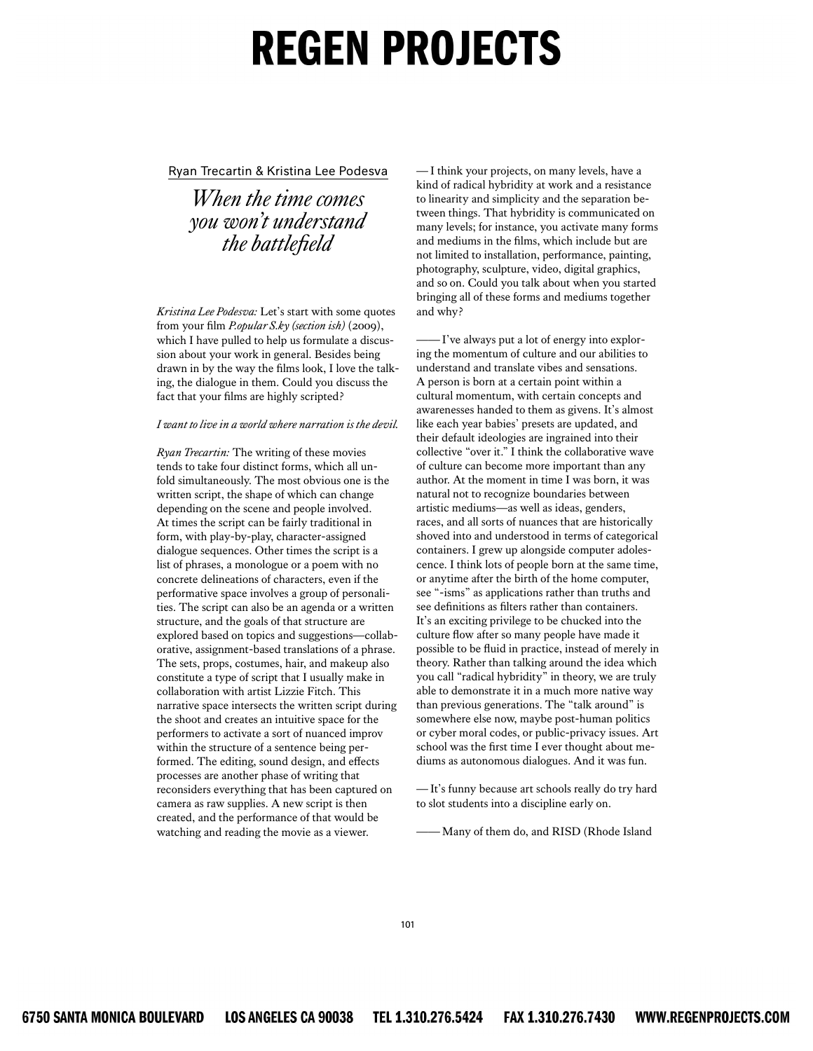Ryan Trecartin & Kristina Lee Podesva

## *When the time comes you won't understand the battlefield*

*Kristina Lee Podesva:* Let's start with some quotes from your film *P.opular S.ky (section ish)* (2009), which I have pulled to help us formulate a discussion about your work in general. Besides being drawn in by the way the films look, I love the talking, the dialogue in them. Could you discuss the fact that your films are highly scripted?

*I want to live in a world where narration is the devil.*

*Ryan Trecartin:* The writing of these movies tends to take four distinct forms, which all unfold simultaneously. The most obvious one is the written script, the shape of which can change depending on the scene and people involved. At times the script can be fairly traditional in form, with play-by-play, character-assigned dialogue sequences. Other times the script is a list of phrases, a monologue or a poem with no concrete delineations of characters, even if the performative space involves a group of personalities. The script can also be an agenda or a written structure, and the goals of that structure are explored based on topics and suggestions—collaborative, assignment-based translations of a phrase. The sets, props, costumes, hair, and makeup also constitute a type of script that I usually make in collaboration with artist Lizzie Fitch. This narrative space intersects the written script during the shoot and creates an intuitive space for the performers to activate a sort of nuanced improv within the structure of a sentence being performed. The editing, sound design, and effects processes are another phase of writing that reconsiders everything that has been captured on camera as raw supplies. A new script is then created, and the performance of that would be watching and reading the movie as a viewer.

— I think your projects, on many levels, have a kind of radical hybridity at work and a resistance to linearity and simplicity and the separation between things. That hybridity is communicated on many levels; for instance, you activate many forms and mediums in the films, which include but are not limited to installation, performance, painting, photography, sculpture, video, digital graphics, and so on. Could you talk about when you started bringing all of these forms and mediums together and why?

—— I've always put a lot of energy into exploring the momentum of culture and our abilities to understand and translate vibes and sensations. A person is born at a certain point within a cultural momentum, with certain concepts and awarenesses handed to them as givens. It's almost like each year babies' presets are updated, and their default ideologies are ingrained into their collective "over it." I think the collaborative wave of culture can become more important than any author. At the moment in time I was born, it was natural not to recognize boundaries between artistic mediums—as well as ideas, genders, races, and all sorts of nuances that are historically shoved into and understood in terms of categorical containers. I grew up alongside computer adolescence. I think lots of people born at the same time, or anytime after the birth of the home computer, see "-isms" as applications rather than truths and see definitions as filters rather than containers. It's an exciting privilege to be chucked into the culture flow after so many people have made it possible to be fluid in practice, instead of merely in theory. Rather than talking around the idea which you call "radical hybridity" in theory, we are truly able to demonstrate it in a much more native way than previous generations. The "talk around" is somewhere else now, maybe post-human politics or cyber moral codes, or public-privacy issues. Art school was the first time I ever thought about mediums as autonomous dialogues. And it was fun.

— It's funny because art schools really do try hard to slot students into a discipline early on.

—— Many of them do, and RISD (Rhode Island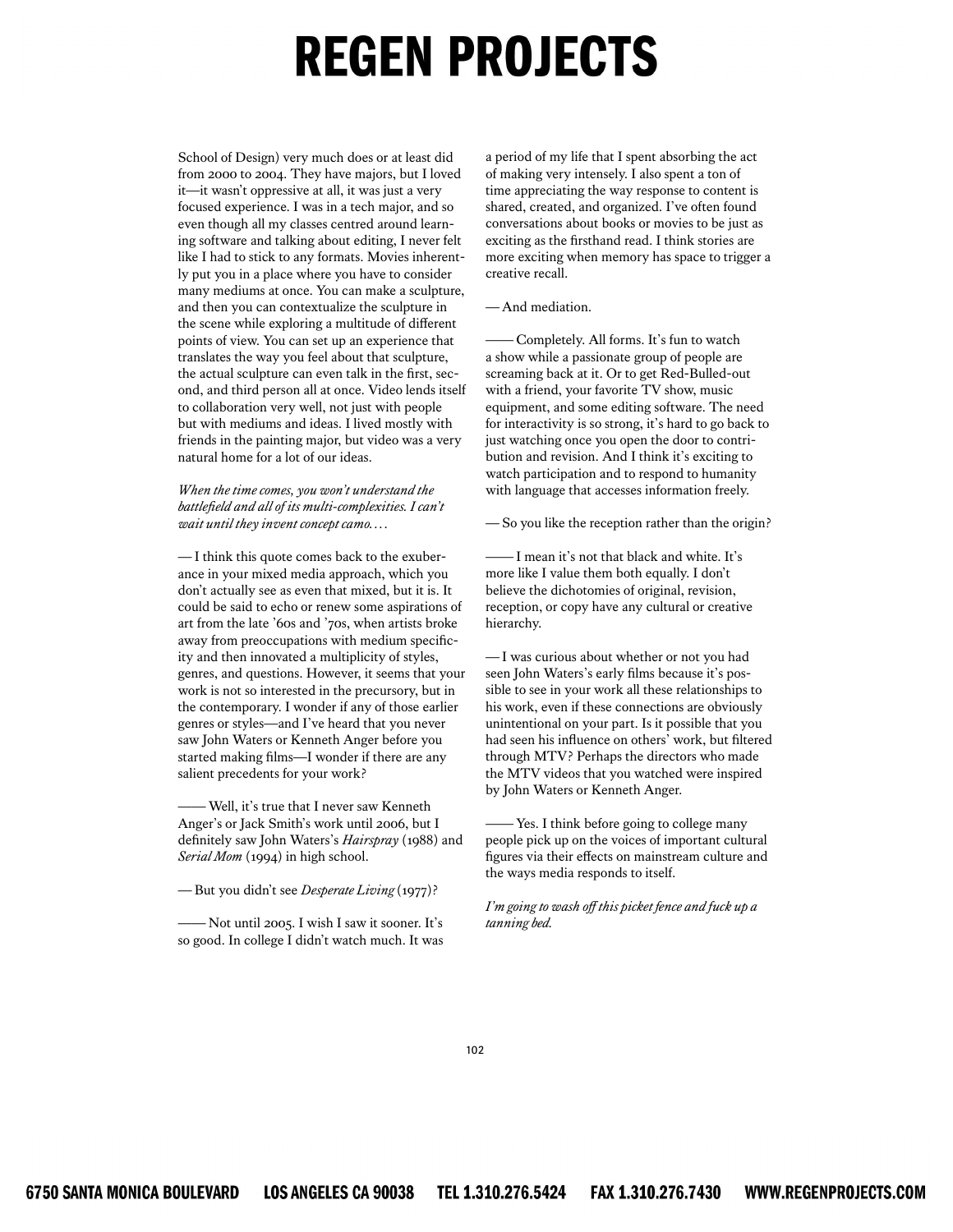School of Design) very much does or at least did from 2000 to 2004. They have majors, but I loved it—it wasn't oppressive at all, it was just a very focused experience. I was in a tech major, and so even though all my classes centred around learning software and talking about editing, I never felt like I had to stick to any formats. Movies inherently put you in a place where you have to consider many mediums at once. You can make a sculpture, and then you can contextualize the sculpture in the scene while exploring a multitude of different points of view. You can set up an experience that translates the way you feel about that sculpture, the actual sculpture can even talk in the first, second, and third person all at once. Video lends itself to collaboration very well, not just with people but with mediums and ideas. I lived mostly with friends in the painting major, but video was a very natural home for a lot of our ideas.

*When the time comes, you won't understand the battlefield and all of its multi-complexities. I can't wait until they invent concept camo....*

— I think this quote comes back to the exuberance in your mixed media approach, which you don't actually see as even that mixed, but it is. It could be said to echo or renew some aspirations of art from the late '60s and '70s, when artists broke away from preoccupations with medium specificity and then innovated a multiplicity of styles, genres, and questions. However, it seems that your work is not so interested in the precursory, but in the contemporary. I wonder if any of those earlier genres or styles—and I've heard that you never saw John Waters or Kenneth Anger before you started making films—I wonder if there are any salient precedents for your work?

—— Well, it's true that I never saw Kenneth Anger's or Jack Smith's work until 2006, but I definitely saw John Waters's *Hairspray* (1988) and *Serial Mom* (1994) in high school.

— But you didn't see *Desperate Living* (1977)?

—— Not until 2005. I wish I saw it sooner. It's so good. In college I didn't watch much. It was a period of my life that I spent absorbing the act of making very intensely. I also spent a ton of time appreciating the way response to content is shared, created, and organized. I've often found conversations about books or movies to be just as exciting as the firsthand read. I think stories are more exciting when memory has space to trigger a creative recall.

— And mediation.

—— Completely. All forms. It's fun to watch a show while a passionate group of people are screaming back at it. Or to get Red-Bulled-out with a friend, your favorite TV show, music equipment, and some editing software. The need for interactivity is so strong, it's hard to go back to just watching once you open the door to contribution and revision. And I think it's exciting to watch participation and to respond to humanity with language that accesses information freely.

— So you like the reception rather than the origin?

—— I mean it's not that black and white. It's more like I value them both equally. I don't believe the dichotomies of original, revision, reception, or copy have any cultural or creative hierarchy.

— I was curious about whether or not you had seen John Waters's early films because it's possible to see in your work all these relationships to his work, even if these connections are obviously unintentional on your part. Is it possible that you had seen his influence on others' work, but filtered through MTV? Perhaps the directors who made the MTV videos that you watched were inspired by John Waters or Kenneth Anger.

—— Yes. I think before going to college many people pick up on the voices of important cultural figures via their effects on mainstream culture and the ways media responds to itself.

*I'm going to wash off this picket fence and fuck up a tanning bed.*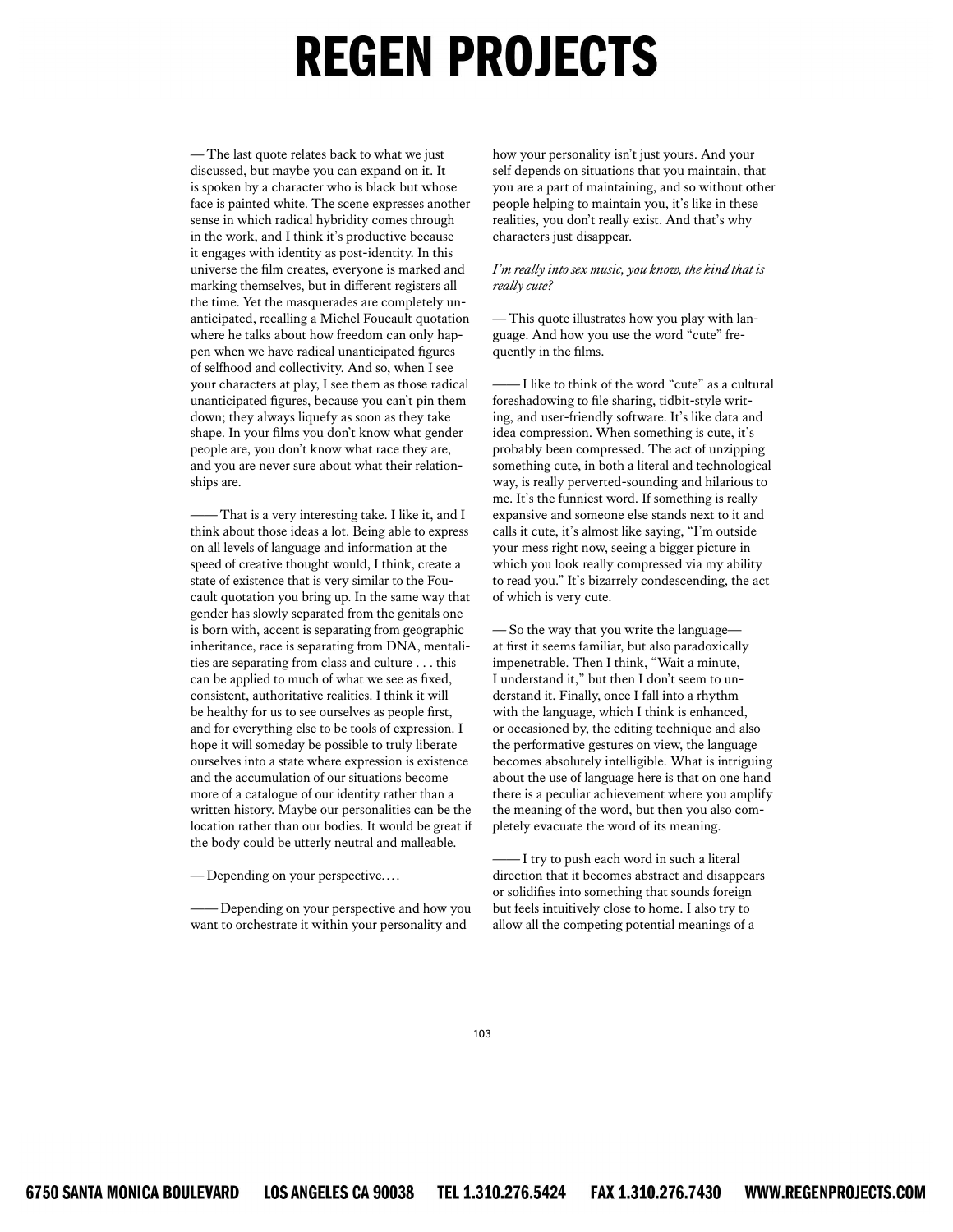— The last quote relates back to what we just discussed, but maybe you can expand on it. It is spoken by a character who is black but whose face is painted white. The scene expresses another sense in which radical hybridity comes through in the work, and I think it's productive because it engages with identity as post-identity. In this universe the film creates, everyone is marked and marking themselves, but in different registers all the time. Yet the masquerades are completely unanticipated, recalling a Michel Foucault quotation where he talks about how freedom can only happen when we have radical unanticipated figures of selfhood and collectivity. And so, when I see your characters at play, I see them as those radical unanticipated figures, because you can't pin them down; they always liquefy as soon as they take shape. In your films you don't know what gender people are, you don't know what race they are, and you are never sure about what their relationships are.

—— That is a very interesting take. I like it, and I think about those ideas a lot. Being able to express on all levels of language and information at the speed of creative thought would, I think, create a state of existence that is very similar to the Foucault quotation you bring up. In the same way that gender has slowly separated from the genitals one is born with, accent is separating from geographic inheritance, race is separating from DNA, mentalities are separating from class and culture . . . this can be applied to much of what we see as fixed, consistent, authoritative realities. I think it will be healthy for us to see ourselves as people first, and for everything else to be tools of expression. I hope it will someday be possible to truly liberate ourselves into a state where expression is existence and the accumulation of our situations become more of a catalogue of our identity rather than a written history. Maybe our personalities can be the location rather than our bodies. It would be great if the body could be utterly neutral and malleable.

— Depending on your perspective. . . .

—— Depending on your perspective and how you want to orchestrate it within your personality and how your personality isn't just yours. And your self depends on situations that you maintain, that you are a part of maintaining, and so without other people helping to maintain you, it's like in these realities, you don't really exist. And that's why characters just disappear.

*I'm really into sex music, you know, the kind that is really cute?*

— This quote illustrates how you play with language. And how you use the word "cute" frequently in the films.

—— I like to think of the word "cute" as a cultural foreshadowing to file sharing, tidbit-style writing, and user-friendly software. It's like data and idea compression. When something is cute, it's probably been compressed. The act of unzipping something cute, in both a literal and technological way, is really perverted-sounding and hilarious to me. It's the funniest word. If something is really expansive and someone else stands next to it and calls it cute, it's almost like saying, "I'm outside your mess right now, seeing a bigger picture in which you look really compressed via my ability to read you." It's bizarrely condescending, the act of which is very cute.

— So the way that you write the language—at first it seems familiar, but also paradoxically impenetrable. Then I think, "Wait a minute, I understand it," but then I don't seem to understand it. Finally, once I fall into a rhythm with the language, which I think is enhanced, or occasioned by, the editing technique and also the performative gestures on view, the language becomes absolutely intelligible. What is intriguing about the use of language here is that on one hand there is a peculiar achievement where you amplify the meaning of the word, but then you also completely evacuate the word of its meaning.

—— I try to push each word in such a literal direction that it becomes abstract and disappears or solidifies into something that sounds foreign but feels intuitively close to home. I also try to allow all the competing potential meanings of a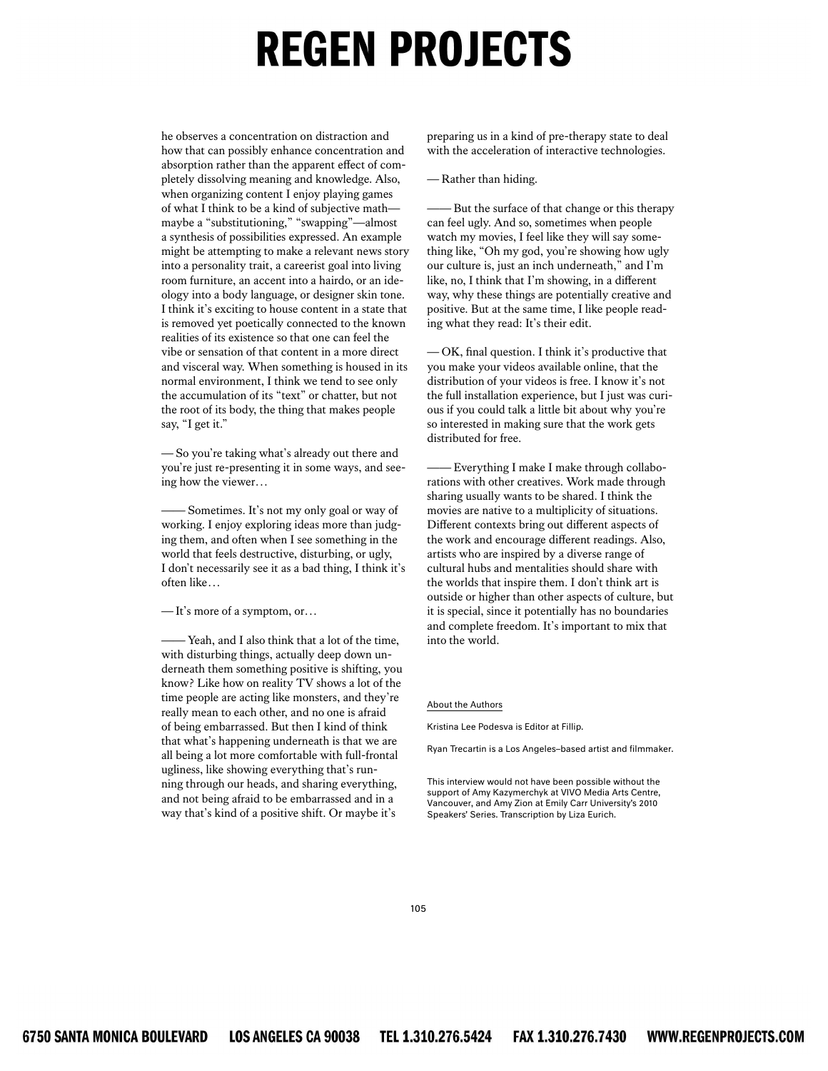he observes a concentration on distraction and how that can possibly enhance concentration and absorption rather than the apparent effect of completely dissolving meaning and knowledge. Also, when organizing content I enjoy playing games of what I think to be a kind of subjective math—maybe a "substitutioning," "swapping"—almost a synthesis of possibilities expressed. An example might be attempting to make a relevant news story into a personality trait, a careerist goal into living room furniture, an accent into a hairdo, or an ideology into a body language, or designer skin tone. I think it's exciting to house content in a state that is removed yet poetically connected to the known realities of its existence so that one can feel the vibe or sensation of that content in a more direct and visceral way. When something is housed in its normal environment, I think we tend to see only the accumulation of its "text" or chatter, but not the root of its body, the thing that makes people say, "I get it."

— So you're taking what's already out there and you're just re-presenting it in some ways, and seeing how the viewer…

—— Sometimes. It's not my only goal or way of working. I enjoy exploring ideas more than judging them, and often when I see something in the world that feels destructive, disturbing, or ugly, I don't necessarily see it as a bad thing, I think it's often like…

— It's more of a symptom, or…

—— Yeah, and I also think that a lot of the time, with disturbing things, actually deep down underneath them something positive is shifting, you know? Like how on reality TV shows a lot of the time people are acting like monsters, and they're really mean to each other, and no one is afraid of being embarrassed. But then I kind of think that what's happening underneath is that we are all being a lot more comfortable with full-frontal ugliness, like showing everything that's running through our heads, and sharing everything, and not being afraid to be embarrassed and in a way that's kind of a positive shift. Or maybe it's preparing us in a kind of pre-therapy state to deal with the acceleration of interactive technologies.

— Rather than hiding.

—— But the surface of that change or this therapy can feel ugly. And so, sometimes when people watch my movies, I feel like they will say something like, "Oh my god, you're showing how ugly our culture is, just an inch underneath," and I'm like, no, I think that I'm showing, in a different way, why these things are potentially creative and positive. But at the same time, I like people reading what they read: It's their edit.

— OK, final question. I think it's productive that you make your videos available online, that the distribution of your videos is free. I know it's not the full installation experience, but I just was curious if you could talk a little bit about why you're so interested in making sure that the work gets distributed for free.

—— Everything I make I make through collaborations with other creatives. Work made through sharing usually wants to be shared. I think the movies are native to a multiplicity of situations. Different contexts bring out different aspects of the work and encourage different readings. Also, artists who are inspired by a diverse range of cultural hubs and mentalities should share with the worlds that inspire them. I don't think art is outside or higher than other aspects of culture, but it is special, since it potentially has no boundaries and complete freedom. It's important to mix that into the world.

About the Authors

Kristina Lee Podesva is Editor at Fillip.

Ryan Trecartin is a Los Angeles–based artist and filmmaker.

This interview would not have been possible without the support of Amy Kazymerchyk at VIVO Media Arts Centre, Vancouver, and Amy Zion at Emily Carr University's 2010 Speakers' Series. Transcription by Liza Eurich.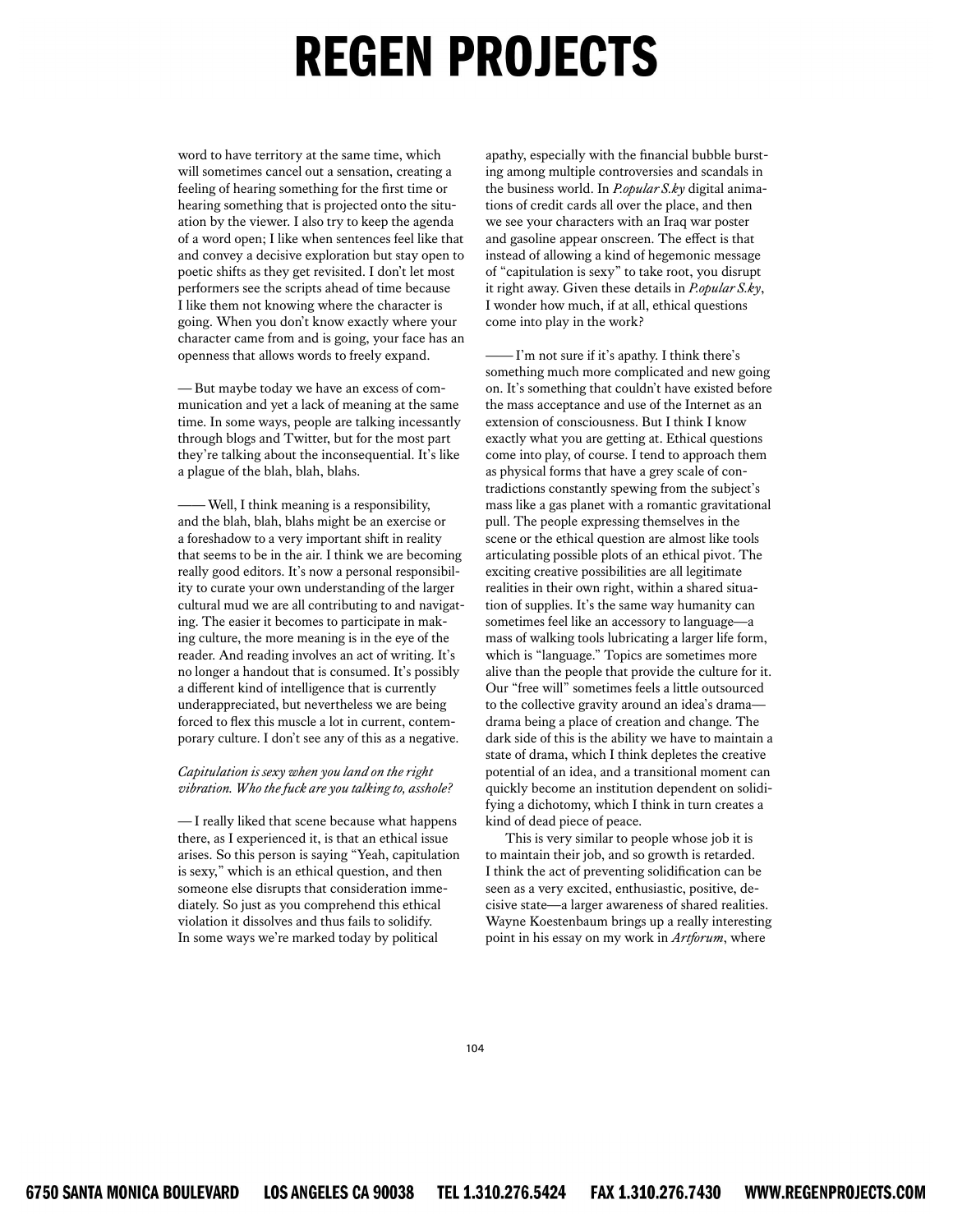word to have territory at the same time, which will sometimes cancel out a sensation, creating a feeling of hearing something for the first time or hearing something that is projected onto the situation by the viewer. I also try to keep the agenda of a word open; I like when sentences feel like that and convey a decisive exploration but stay open to poetic shifts as they get revisited. I don't let most performers see the scripts ahead of time because I like them not knowing where the character is going. When you don't know exactly where your character came from and is going, your face has an openness that allows words to freely expand.

— But maybe today we have an excess of communication and yet a lack of meaning at the same time. In some ways, people are talking incessantly through blogs and Twitter, but for the most part they're talking about the inconsequential. It's like a plague of the blah, blah, blahs.

—— Well, I think meaning is a responsibility, and the blah, blah, blahs might be an exercise or a foreshadow to a very important shift in reality that seems to be in the air. I think we are becoming really good editors. It's now a personal responsibility to curate your own understanding of the larger cultural mud we are all contributing to and navigating. The easier it becomes to participate in making culture, the more meaning is in the eye of the reader. And reading involves an act of writing. It's no longer a handout that is consumed. It's possibly a different kind of intelligence that is currently underappreciated, but nevertheless we are being forced to flex this muscle a lot in current, contemporary culture. I don't see any of this as a negative.

*Capitulation is sexy when you land on the right vibration. Who the fuck are you talking to, asshole?*

— I really liked that scene because what happens there, as I experienced it, is that an ethical issue arises. So this person is saying "Yeah, capitulation is sexy," which is an ethical question, and then someone else disrupts that consideration immediately. So just as you comprehend this ethical violation it dissolves and thus fails to solidify. In some ways we're marked today by political apathy, especially with the financial bubble bursting among multiple controversies and scandals in the business world. In *P.opular S.ky* digital animations of credit cards all over the place, and then we see your characters with an Iraq war poster and gasoline appear onscreen. The effect is that instead of allowing a kind of hegemonic message of "capitulation is sexy" to take root, you disrupt it right away. Given these details in *P.opular S.ky*, I wonder how much, if at all, ethical questions come into play in the work?

—— I'm not sure if it's apathy. I think there's something much more complicated and new going on. It's something that couldn't have existed before the mass acceptance and use of the Internet as an extension of consciousness. But I think I know exactly what you are getting at. Ethical questions come into play, of course. I tend to approach them as physical forms that have a grey scale of contradictions constantly spewing from the subject's mass like a gas planet with a romantic gravitational pull. The people expressing themselves in the scene or the ethical question are almost like tools articulating possible plots of an ethical pivot. The exciting creative possibilities are all legitimate realities in their own right, within a shared situation of supplies. It's the same way humanity can sometimes feel like an accessory to language—a mass of walking tools lubricating a larger life form, which is "language." Topics are sometimes more alive than the people that provide the culture for it. Our "free will" sometimes feels a little outsourced to the collective gravity around an idea's drama—drama being a place of creation and change. The dark side of this is the ability we have to maintain a state of drama, which I think depletes the creative potential of an idea, and a transitional moment can quickly become an institution dependent on solidifying a dichotomy, which I think in turn creates a kind of dead piece of peace.

This is very similar to people whose job it is to maintain their job, and so growth is retarded. I think the act of preventing solidification can be seen as a very excited, enthusiastic, positive, decisive state—a larger awareness of shared realities. Wayne Koestenbaum brings up a really interesting point in his essay on my work in *Artforum*, where